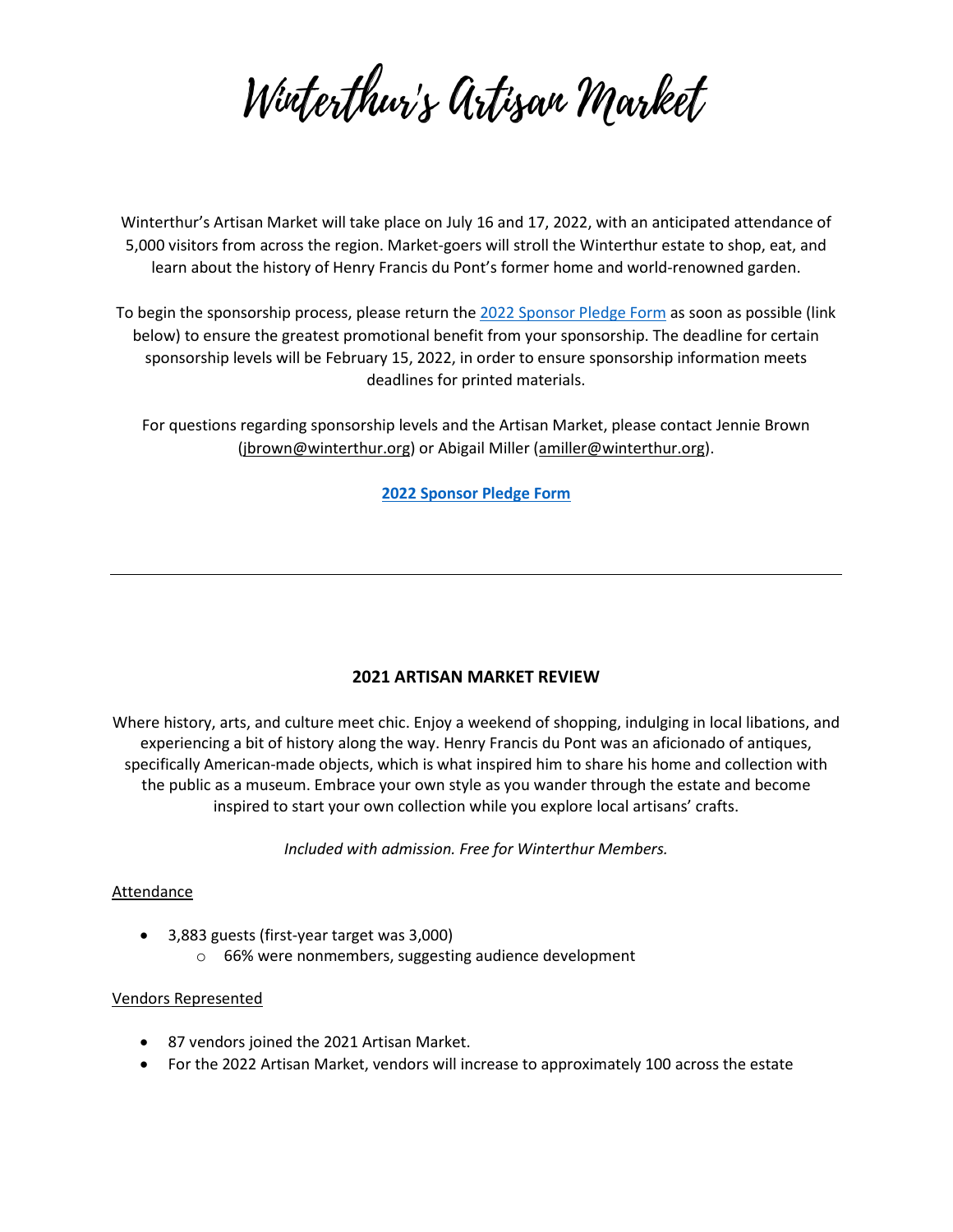# Winterthur's Artisan Market

Winterthur's Artisan Market will take place on July 16 and 17, 2022, with an anticipated attendance of 5,000 visitors from across the region. Market-goers will stroll the Winterthur estate to shop, eat, and learn about the history of Henry Francis du Pont's former home and world-renowned garden.

To begin the sponsorship process, please return the [2022 Sponsor Pledge Form] as soon as possible (link below) to ensure the greatest promotional benefit from your sponsorship. The deadline for certain sponsorship levels will be February 15, 2022, in order to ensure sponsorship information meets deadlines for printed materials.

For questions regarding sponsorship levels and the Artisan Market, please contact Jennie Brown (jbrown@winterthur.org) or Abigail Miller (amiller@winterthur.org).

**2022 Sponsor Pledge Form**

---

## 2021 ARTISAN MARKET REVIEW

Where history, arts, and culture meet chic. Enjoy a weekend of shopping, indulging in local libations, and experiencing a bit of history along the way. Henry Francis du Pont was an aficionado of antiques, specifically American-made objects, which is what inspired him to share his home and collection with the public as a museum. Embrace your own style as you wander through the estate and become inspired to start your own collection while you explore local artisans' crafts.

*Included with admission. Free for Winterthur Members.*

Attendance

- 3,883 guests (first-year target was 3,000)
  - 66% were nonmembers, suggesting audience development

Vendors Represented

- 87 vendors joined the 2021 Artisan Market.
- For the 2022 Artisan Market, vendors will increase to approximately 100 across the estate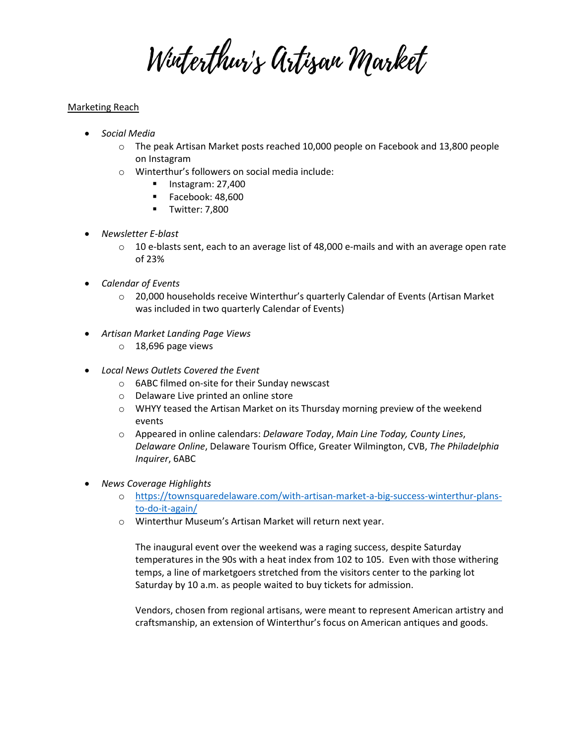// Winterthur's Artisan Market

<u>Marketing Reach</u>

- *Social Media*
  - The peak Artisan Market posts reached 10,000 people on Facebook and 13,800 people on Instagram
  - Winterthur's followers on social media include:
    - Instagram: 27,400
    - Facebook: 48,600
    - Twitter: 7,800

- *Newsletter E-blast*
  - 10 e-blasts sent, each to an average list of 48,000 e-mails and with an average open rate of 23%

- *Calendar of Events*
  - 20,000 households receive Winterthur's quarterly Calendar of Events (Artisan Market was included in two quarterly Calendar of Events)

- *Artisan Market Landing Page Views*
  - 18,696 page views

- *Local News Outlets Covered the Event*
  - 6ABC filmed on-site for their Sunday newscast
  - Delaware Live printed an online store
  - WHYY teased the Artisan Market on its Thursday morning preview of the weekend events
  - Appeared in online calendars: *Delaware Today*, *Main Line Today, County Lines*, *Delaware Online*, Delaware Tourism Office, Greater Wilmington, CVB, *The Philadelphia Inquirer*, 6ABC

- *News Coverage Highlights*
  - https://townsquaredelaware.com/with-artisan-market-a-big-success-winterthur-plans-to-do-it-again/
  - Winterthur Museum's Artisan Market will return next year.

    The inaugural event over the weekend was a raging success, despite Saturday temperatures in the 90s with a heat index from 102 to 105. Even with those withering temps, a line of marketgoers stretched from the visitors center to the parking lot Saturday by 10 a.m. as people waited to buy tickets for admission.

    Vendors, chosen from regional artisans, were meant to represent American artistry and craftsmanship, an extension of Winterthur's focus on American antiques and goods.

# Winterthur's Artisan Market

<u>Marketing Reach</u>

- *Social Media*
  - The peak Artisan Market posts reached 10,000 people on Facebook and 13,800 people on Instagram
  - Winterthur's followers on social media include:
    - Instagram: 27,400
    - Facebook: 48,600
    - Twitter: 7,800

- *Newsletter E-blast*
  - 10 e-blasts sent, each to an average list of 48,000 e-mails and with an average open rate of 23%

- *Calendar of Events*
  - 20,000 households receive Winterthur's quarterly Calendar of Events (Artisan Market was included in two quarterly Calendar of Events)

- *Artisan Market Landing Page Views*
  - 18,696 page views

- *Local News Outlets Covered the Event*
  - 6ABC filmed on-site for their Sunday newscast
  - Delaware Live printed an online store
  - WHYY teased the Artisan Market on its Thursday morning preview of the weekend events
  - Appeared in online calendars: *Delaware Today*, *Main Line Today, County Lines*, *Delaware Online*, Delaware Tourism Office, Greater Wilmington, CVB, *The Philadelphia Inquirer*, 6ABC

- *News Coverage Highlights*
  - https://townsquaredelaware.com/with-artisan-market-a-big-success-winterthur-plans-to-do-it-again/
  - Winterthur Museum's Artisan Market will return next year.

    The inaugural event over the weekend was a raging success, despite Saturday temperatures in the 90s with a heat index from 102 to 105. Even with those withering temps, a line of marketgoers stretched from the visitors center to the parking lot Saturday by 10 a.m. as people waited to buy tickets for admission.

    Vendors, chosen from regional artisans, were meant to represent American artistry and craftsmanship, an extension of Winterthur's focus on American antiques and goods.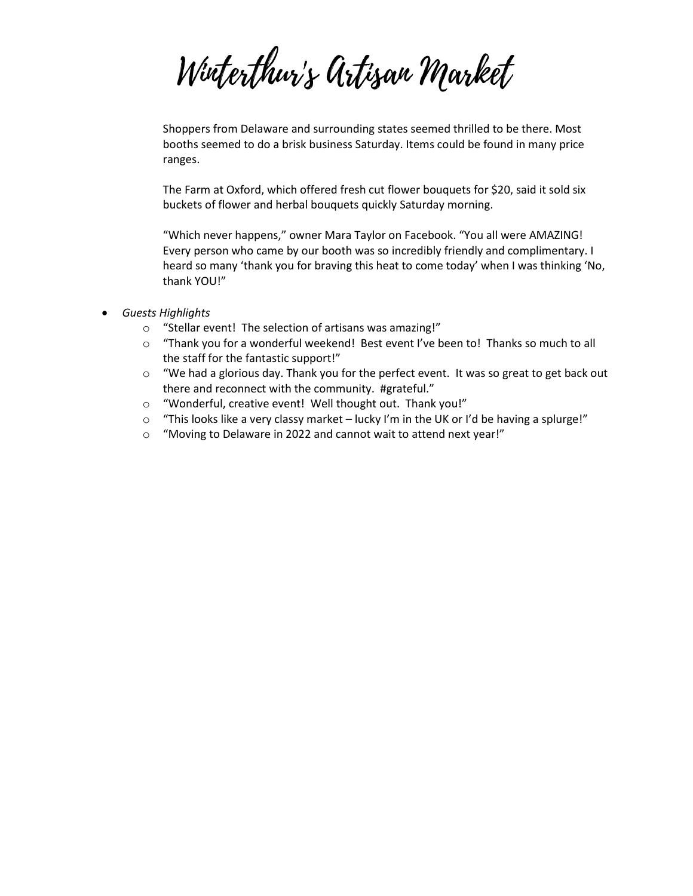# Winterthur's Artisan Market

Shoppers from Delaware and surrounding states seemed thrilled to be there. Most booths seemed to do a brisk business Saturday. Items could be found in many price ranges.

The Farm at Oxford, which offered fresh cut flower bouquets for $20, said it sold six buckets of flower and herbal bouquets quickly Saturday morning.

"Which never happens," owner Mara Taylor on Facebook. "You all were AMAZING! Every person who came by our booth was so incredibly friendly and complimentary. I heard so many 'thank you for braving this heat to come today' when I was thinking 'No, thank YOU!"

- *Guests Highlights*
  - "Stellar event! The selection of artisans was amazing!"
  - "Thank you for a wonderful weekend! Best event I've been to! Thanks so much to all the staff for the fantastic support!"
  - "We had a glorious day. Thank you for the perfect event. It was so great to get back out there and reconnect with the community. #grateful."
  - "Wonderful, creative event! Well thought out. Thank you!"
  - "This looks like a very classy market – lucky I'm in the UK or I'd be having a splurge!"
  - "Moving to Delaware in 2022 and cannot wait to attend next year!"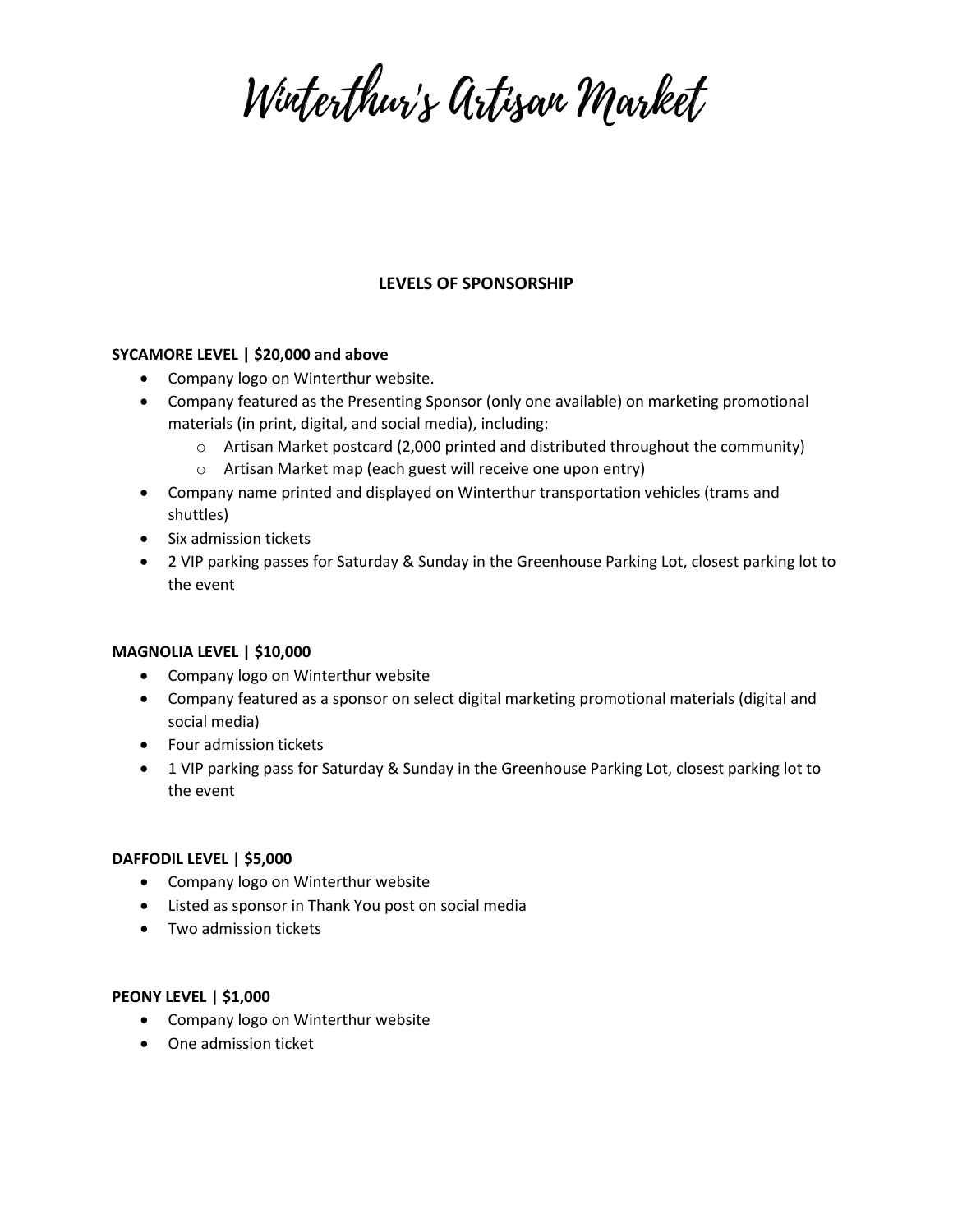# Winterthur's Artisan Market

## LEVELS OF SPONSORSHIP

**SYCAMORE LEVEL | $20,000 and above**

- Company logo on Winterthur website.
- Company featured as the Presenting Sponsor (only one available) on marketing promotional materials (in print, digital, and social media), including:
    - Artisan Market postcard (2,000 printed and distributed throughout the community)
    - Artisan Market map (each guest will receive one upon entry)
- Company name printed and displayed on Winterthur transportation vehicles (trams and shuttles)
- Six admission tickets
- 2 VIP parking passes for Saturday & Sunday in the Greenhouse Parking Lot, closest parking lot to the event

**MAGNOLIA LEVEL | $10,000**

- Company logo on Winterthur website
- Company featured as a sponsor on select digital marketing promotional materials (digital and social media)
- Four admission tickets
- 1 VIP parking pass for Saturday & Sunday in the Greenhouse Parking Lot, closest parking lot to the event

**DAFFODIL LEVEL | $5,000**

- Company logo on Winterthur website
- Listed as sponsor in Thank You post on social media
- Two admission tickets

**PEONY LEVEL | $1,000**

- Company logo on Winterthur website
- One admission ticket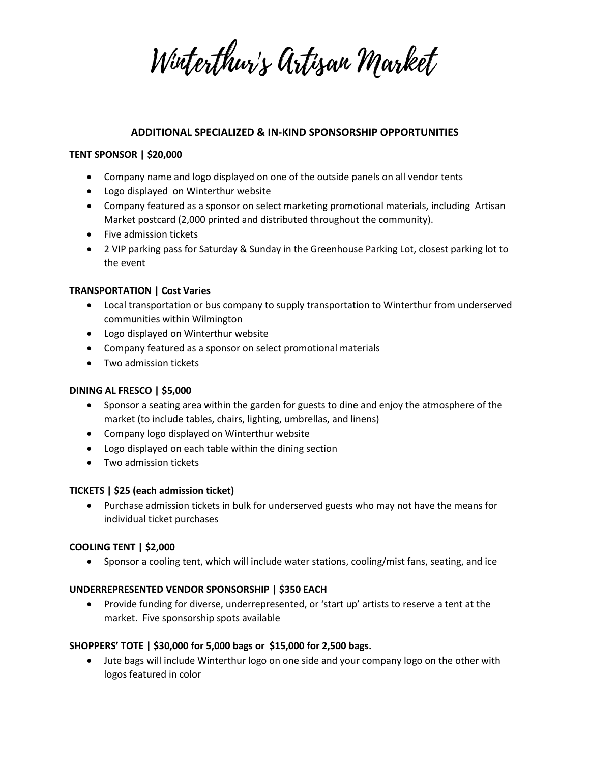# Winterthur's Artisan Market

## ADDITIONAL SPECIALIZED & IN-KIND SPONSORSHIP OPPORTUNITIES

**TENT SPONSOR | $20,000**

- Company name and logo displayed on one of the outside panels on all vendor tents
- Logo displayed on Winterthur website
- Company featured as a sponsor on select marketing promotional materials, including Artisan Market postcard (2,000 printed and distributed throughout the community).
- Five admission tickets
- 2 VIP parking pass for Saturday & Sunday in the Greenhouse Parking Lot, closest parking lot to the event

**TRANSPORTATION | Cost Varies**

- Local transportation or bus company to supply transportation to Winterthur from underserved communities within Wilmington
- Logo displayed on Winterthur website
- Company featured as a sponsor on select promotional materials
- Two admission tickets

**DINING AL FRESCO | $5,000**

- Sponsor a seating area within the garden for guests to dine and enjoy the atmosphere of the market (to include tables, chairs, lighting, umbrellas, and linens)
- Company logo displayed on Winterthur website
- Logo displayed on each table within the dining section
- Two admission tickets

**TICKETS | $25 (each admission ticket)**

- Purchase admission tickets in bulk for underserved guests who may not have the means for individual ticket purchases

**COOLING TENT | $2,000**

- Sponsor a cooling tent, which will include water stations, cooling/mist fans, seating, and ice

**UNDERREPRESENTED VENDOR SPONSORSHIP | $350 EACH**

- Provide funding for diverse, underrepresented, or 'start up' artists to reserve a tent at the market. Five sponsorship spots available

**SHOPPERS' TOTE | $30,000 for 5,000 bags or $15,000 for 2,500 bags.**

- Jute bags will include Winterthur logo on one side and your company logo on the other with logos featured in color